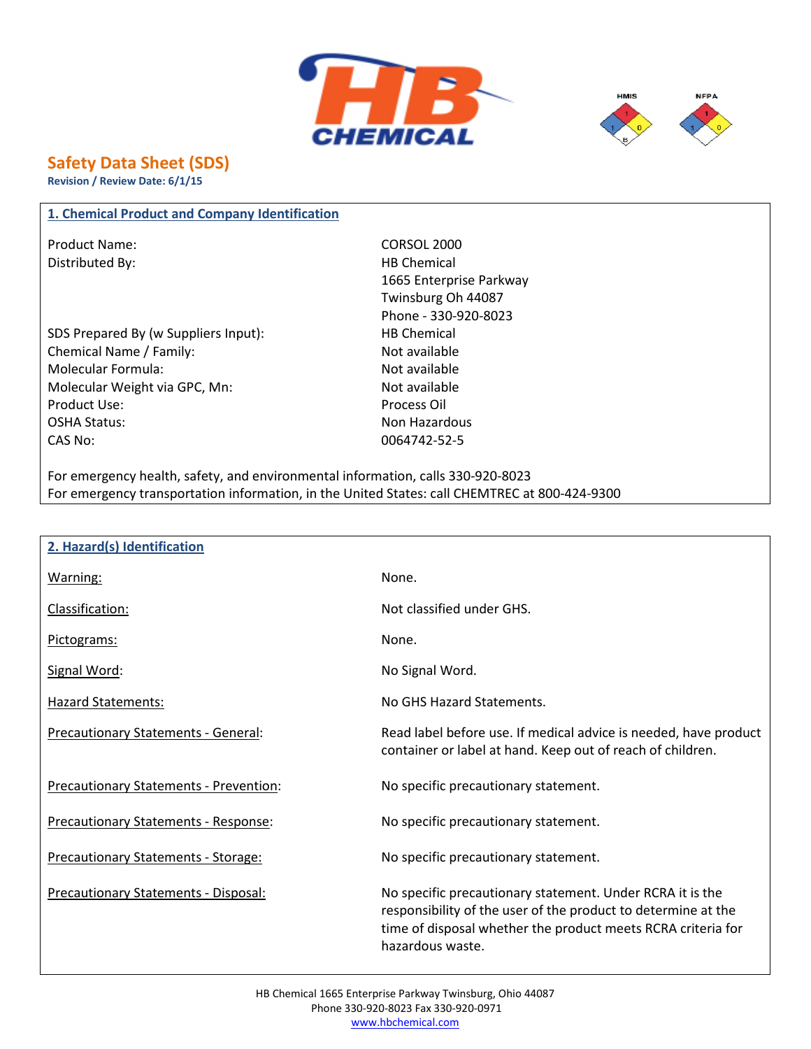# Safety Data Sheet (SDS)

**Revision / Review Date: 6/1/15**

## 1. Chemical Product and Company Identification

| | |
|---|---|
| Product Name: | CORSOL 2000 |
| Distributed By: | HB Chemical<br>1665 Enterprise Parkway<br>Twinsburg Oh 44087<br>Phone - 330-920-8023 |
| SDS Prepared By (w Suppliers Input): | HB Chemical |
| Chemical Name / Family: | Not available |
| Molecular Formula: | Not available |
| Molecular Weight via GPC, Mn: | Not available |
| Product Use: | Process Oil |
| OSHA Status: | Non Hazardous |
| CAS No: | 0064742-52-5 |

For emergency health, safety, and environmental information, calls 330-920-8023

For emergency transportation information, in the United States: call CHEMTREC at 800-424-9300

## 2. Hazard(s) Identification

| | |
|---|---|
| Warning: | None. |
| Classification: | Not classified under GHS. |
| Pictograms: | None. |
| Signal Word: | No Signal Word. |
| Hazard Statements: | No GHS Hazard Statements. |
| Precautionary Statements - General: | Read label before use. If medical advice is needed, have product container or label at hand. Keep out of reach of children. |
| Precautionary Statements - Prevention: | No specific precautionary statement. |
| Precautionary Statements - Response: | No specific precautionary statement. |
| Precautionary Statements - Storage: | No specific precautionary statement. |
| Precautionary Statements - Disposal: | No specific precautionary statement. Under RCRA it is the responsibility of the user of the product to determine at the time of disposal whether the product meets RCRA criteria for hazardous waste. |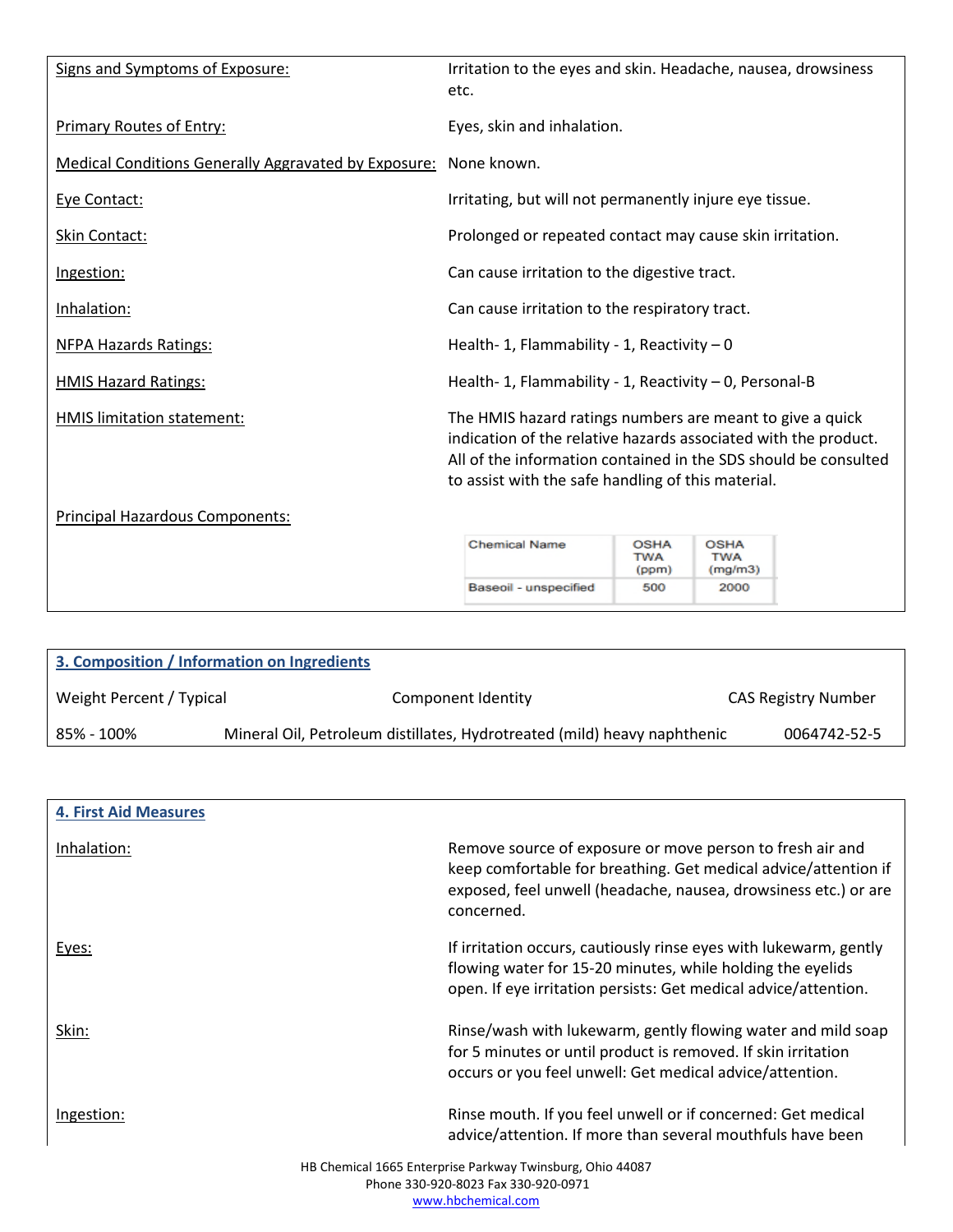Signs and Symptoms of Exposure: Irritation to the eyes and skin. Headache, nausea, drowsiness etc.

Primary Routes of Entry: Eyes, skin and inhalation.

Medical Conditions Generally Aggravated by Exposure: None known.

Eye Contact: Irritating, but will not permanently injure eye tissue.

Skin Contact: Prolonged or repeated contact may cause skin irritation.

Ingestion: Can cause irritation to the digestive tract.

Inhalation: Can cause irritation to the respiratory tract.

NFPA Hazards Ratings: Health- 1, Flammability - 1, Reactivity – 0

HMIS Hazard Ratings: Health- 1, Flammability - 1, Reactivity – 0, Personal-B

HMIS limitation statement: The HMIS hazard ratings numbers are meant to give a quick indication of the relative hazards associated with the product. All of the information contained in the SDS should be consulted to assist with the safe handling of this material.

Principal Hazardous Components:

| Chemical Name | OSHA TWA (ppm) | OSHA TWA (mg/m3) |
|---|---|---|
| Baseoil - unspecified | 500 | 2000 |

## 3. Composition / Information on Ingredients

| Weight Percent / Typical | Component Identity | CAS Registry Number |
|---|---|---|
| 85% - 100% | Mineral Oil, Petroleum distillates, Hydrotreated (mild) heavy naphthenic | 0064742-52-5 |

## 4. First Aid Measures

Inhalation: Remove source of exposure or move person to fresh air and keep comfortable for breathing. Get medical advice/attention if exposed, feel unwell (headache, nausea, drowsiness etc.) or are concerned.

Eyes: If irritation occurs, cautiously rinse eyes with lukewarm, gently flowing water for 15-20 minutes, while holding the eyelids open. If eye irritation persists: Get medical advice/attention.

Skin: Rinse/wash with lukewarm, gently flowing water and mild soap for 5 minutes or until product is removed. If skin irritation occurs or you feel unwell: Get medical advice/attention.

Ingestion: Rinse mouth. If you feel unwell or if concerned: Get medical advice/attention. If more than several mouthfuls have been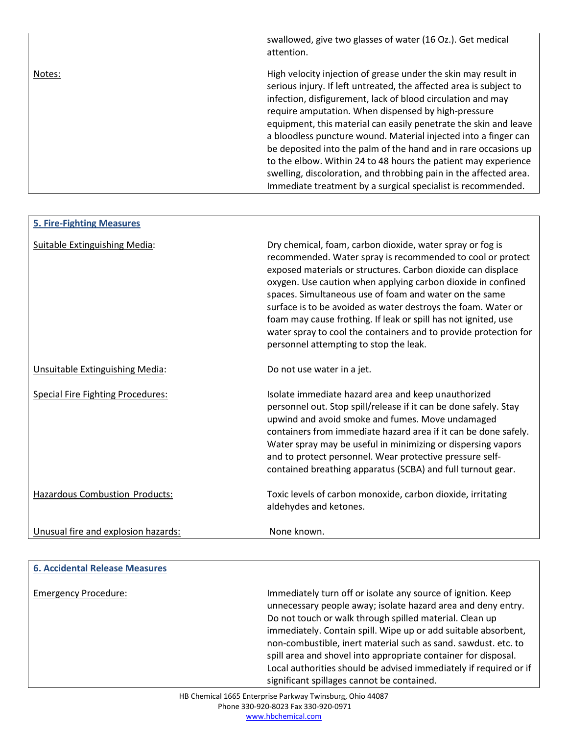| | |
|---|---|
| | swallowed, give two glasses of water (16 Oz.). Get medical attention. |
| Notes: | High velocity injection of grease under the skin may result in serious injury. If left untreated, the affected area is subject to infection, disfigurement, lack of blood circulation and may require amputation. When dispensed by high-pressure equipment, this material can easily penetrate the skin and leave a bloodless puncture wound. Material injected into a finger can be deposited into the palm of the hand and in rare occasions up to the elbow. Within 24 to 48 hours the patient may experience swelling, discoloration, and throbbing pain in the affected area. Immediate treatment by a surgical specialist is recommended. |

## 5. Fire-Fighting Measures

| | |
|---|---|
| Suitable Extinguishing Media: | Dry chemical, foam, carbon dioxide, water spray or fog is recommended. Water spray is recommended to cool or protect exposed materials or structures. Carbon dioxide can displace oxygen. Use caution when applying carbon dioxide in confined spaces. Simultaneous use of foam and water on the same surface is to be avoided as water destroys the foam. Water or foam may cause frothing. If leak or spill has not ignited, use water spray to cool the containers and to provide protection for personnel attempting to stop the leak. |
| Unsuitable Extinguishing Media: | Do not use water in a jet. |
| Special Fire Fighting Procedures: | Isolate immediate hazard area and keep unauthorized personnel out. Stop spill/release if it can be done safely. Stay upwind and avoid smoke and fumes. Move undamaged containers from immediate hazard area if it can be done safely. Water spray may be useful in minimizing or dispersing vapors and to protect personnel. Wear protective pressure self-contained breathing apparatus (SCBA) and full turnout gear. |
| Hazardous Combustion Products: | Toxic levels of carbon monoxide, carbon dioxide, irritating aldehydes and ketones. |
| Unusual fire and explosion hazards: | None known. |

## 6. Accidental Release Measures

| | |
|---|---|
| Emergency Procedure: | Immediately turn off or isolate any source of ignition. Keep unnecessary people away; isolate hazard area and deny entry. Do not touch or walk through spilled material. Clean up immediately. Contain spill. Wipe up or add suitable absorbent, non-combustible, inert material such as sand. sawdust. etc. to spill area and shovel into appropriate container for disposal. Local authorities should be advised immediately if required or if significant spillages cannot be contained. |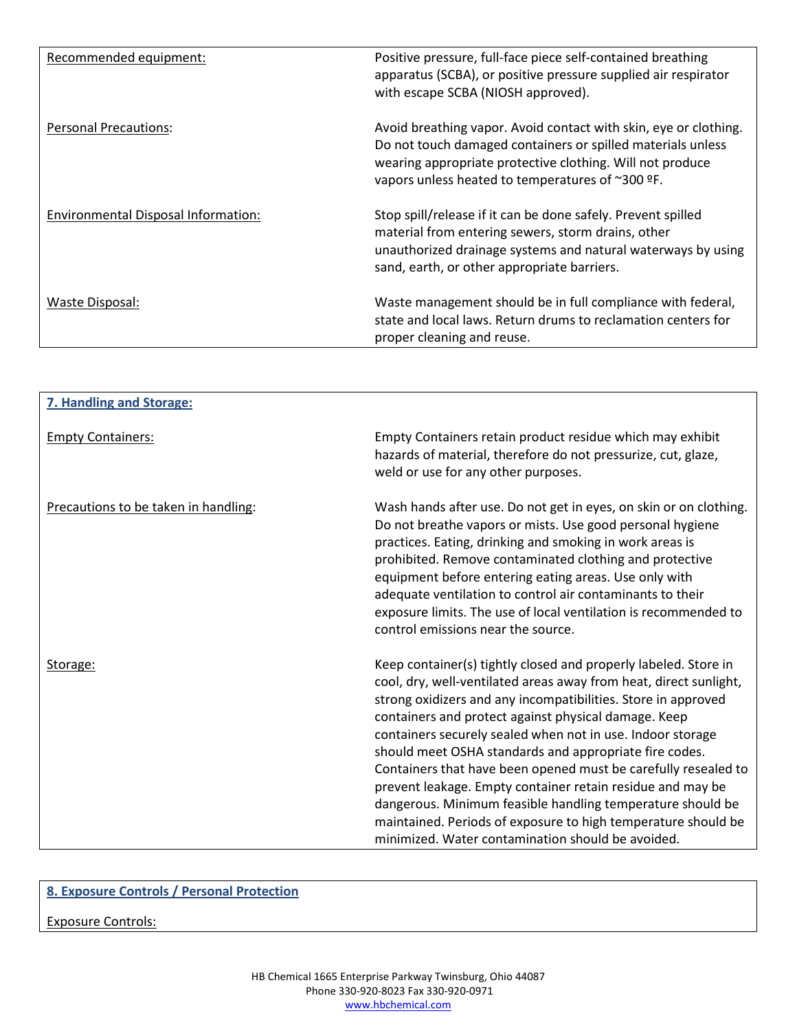| | |
|---|---|
| Recommended equipment: | Positive pressure, full-face piece self-contained breathing apparatus (SCBA), or positive pressure supplied air respirator with escape SCBA (NIOSH approved). |
| Personal Precautions: | Avoid breathing vapor. Avoid contact with skin, eye or clothing. Do not touch damaged containers or spilled materials unless wearing appropriate protective clothing. Will not produce vapors unless heated to temperatures of ~300 ºF. |
| Environmental Disposal Information: | Stop spill/release if it can be done safely. Prevent spilled material from entering sewers, storm drains, other unauthorized drainage systems and natural waterways by using sand, earth, or other appropriate barriers. |
| Waste Disposal: | Waste management should be in full compliance with federal, state and local laws. Return drums to reclamation centers for proper cleaning and reuse. |

## 7. Handling and Storage:

| | |
|---|---|
| Empty Containers: | Empty Containers retain product residue which may exhibit hazards of material, therefore do not pressurize, cut, glaze, weld or use for any other purposes. |
| Precautions to be taken in handling: | Wash hands after use. Do not get in eyes, on skin or on clothing. Do not breathe vapors or mists. Use good personal hygiene practices. Eating, drinking and smoking in work areas is prohibited. Remove contaminated clothing and protective equipment before entering eating areas. Use only with adequate ventilation to control air contaminants to their exposure limits. The use of local ventilation is recommended to control emissions near the source. |
| Storage: | Keep container(s) tightly closed and properly labeled. Store in cool, dry, well-ventilated areas away from heat, direct sunlight, strong oxidizers and any incompatibilities. Store in approved containers and protect against physical damage. Keep containers securely sealed when not in use. Indoor storage should meet OSHA standards and appropriate fire codes. Containers that have been opened must be carefully resealed to prevent leakage. Empty container retain residue and may be dangerous. Minimum feasible handling temperature should be maintained. Periods of exposure to high temperature should be minimized. Water contamination should be avoided. |

## 8. Exposure Controls / Personal Protection

Exposure Controls:

HB Chemical 1665 Enterprise Parkway Twinsburg, Ohio 44087
Phone 330-920-8023 Fax 330-920-0971
www.hbchemical.com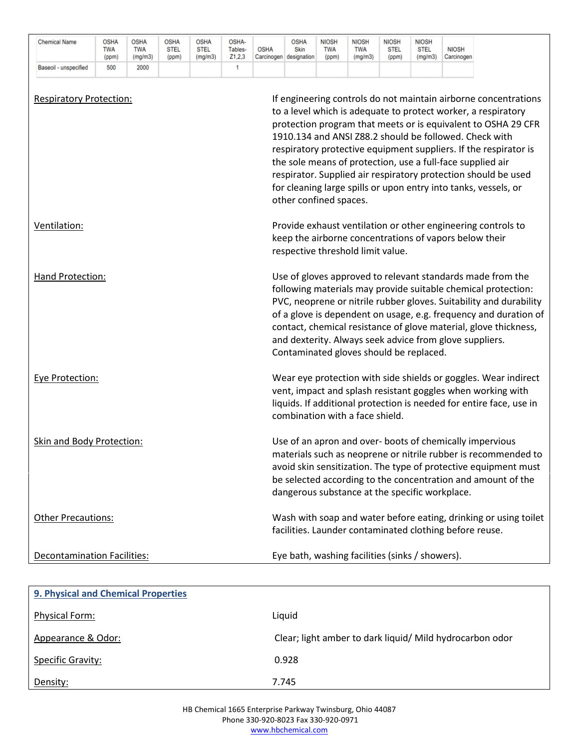| Chemical Name | OSHA TWA (ppm) | OSHA TWA (mg/m3) | OSHA STEL (ppm) | OSHA STEL (mg/m3) | OSHA-Tables-Z1,2,3 | OSHA Carcinogen | OSHA Skin designation | NIOSH TWA (ppm) | NIOSH TWA (mg/m3) | NIOSH STEL (ppm) | NIOSH STEL (mg/m3) | NIOSH Carcinogen |
|---|---|---|---|---|---|---|---|---|---|---|---|---|
| Baseoil - unspecified | 500 | 2000 | | | 1 | | | | | | | |

| | |
|---|---|
| Respiratory Protection: | If engineering controls do not maintain airborne concentrations to a level which is adequate to protect worker, a respiratory protection program that meets or is equivalent to OSHA 29 CFR 1910.134 and ANSI Z88.2 should be followed. Check with respiratory protective equipment suppliers. If the respirator is the sole means of protection, use a full-face supplied air respirator. Supplied air respiratory protection should be used for cleaning large spills or upon entry into tanks, vessels, or other confined spaces. |
| Ventilation: | Provide exhaust ventilation or other engineering controls to keep the airborne concentrations of vapors below their respective threshold limit value. |
| Hand Protection: | Use of gloves approved to relevant standards made from the following materials may provide suitable chemical protection: PVC, neoprene or nitrile rubber gloves. Suitability and durability of a glove is dependent on usage, e.g. frequency and duration of contact, chemical resistance of glove material, glove thickness, and dexterity. Always seek advice from glove suppliers. Contaminated gloves should be replaced. |
| Eye Protection: | Wear eye protection with side shields or goggles. Wear indirect vent, impact and splash resistant goggles when working with liquids. If additional protection is needed for entire face, use in combination with a face shield. |
| Skin and Body Protection: | Use of an apron and over- boots of chemically impervious materials such as neoprene or nitrile rubber is recommended to avoid skin sensitization. The type of protective equipment must be selected according to the concentration and amount of the dangerous substance at the specific workplace. |
| Other Precautions: | Wash with soap and water before eating, drinking or using toilet facilities. Launder contaminated clothing before reuse. |
| Decontamination Facilities: | Eye bath, washing facilities (sinks / showers). |

## 9. Physical and Chemical Properties

| | |
|---|---|
| Physical Form: | Liquid |
| Appearance & Odor: | Clear; light amber to dark liquid/ Mild hydrocarbon odor |
| Specific Gravity: | 0.928 |
| Density: | 7.745 |

HB Chemical 1665 Enterprise Parkway Twinsburg, Ohio 44087
Phone 330-920-8023 Fax 330-920-0971
www.hbchemical.com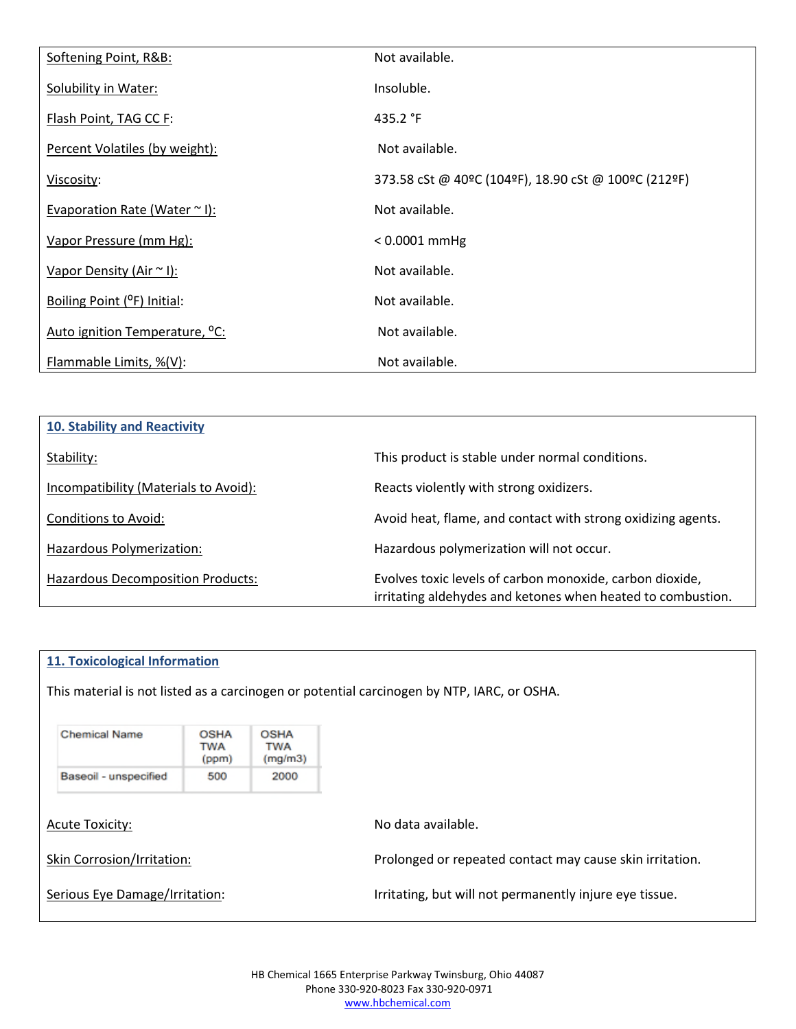| | |
|---|---|
| Softening Point, R&B: | Not available. |
| Solubility in Water: | Insoluble. |
| Flash Point, TAG CC F: | 435.2 °F |
| Percent Volatiles (by weight): | Not available. |
| Viscosity: | 373.58 cSt @ 40ºC (104ºF), 18.90 cSt @ 100ºC (212ºF) |
| Evaporation Rate (Water ~ I): | Not available. |
| Vapor Pressure (mm Hg): | < 0.0001 mmHg |
| Vapor Density (Air ~ I): | Not available. |
| Boiling Point (ºF) Initial: | Not available. |
| Auto ignition Temperature, ºC: | Not available. |
| Flammable Limits, %(V): | Not available. |

## 10. Stability and Reactivity

| | |
|---|---|
| Stability: | This product is stable under normal conditions. |
| Incompatibility (Materials to Avoid): | Reacts violently with strong oxidizers. |
| Conditions to Avoid: | Avoid heat, flame, and contact with strong oxidizing agents. |
| Hazardous Polymerization: | Hazardous polymerization will not occur. |
| Hazardous Decomposition Products: | Evolves toxic levels of carbon monoxide, carbon dioxide, irritating aldehydes and ketones when heated to combustion. |

## 11. Toxicological Information

This material is not listed as a carcinogen or potential carcinogen by NTP, IARC, or OSHA.

| Chemical Name | OSHA TWA (ppm) | OSHA TWA (mg/m3) |
|---|---|---|
| Baseoil - unspecified | 500 | 2000 |

| | |
|---|---|
| Acute Toxicity: | No data available. |
| Skin Corrosion/Irritation: | Prolonged or repeated contact may cause skin irritation. |
| Serious Eye Damage/Irritation: | Irritating, but will not permanently injure eye tissue. |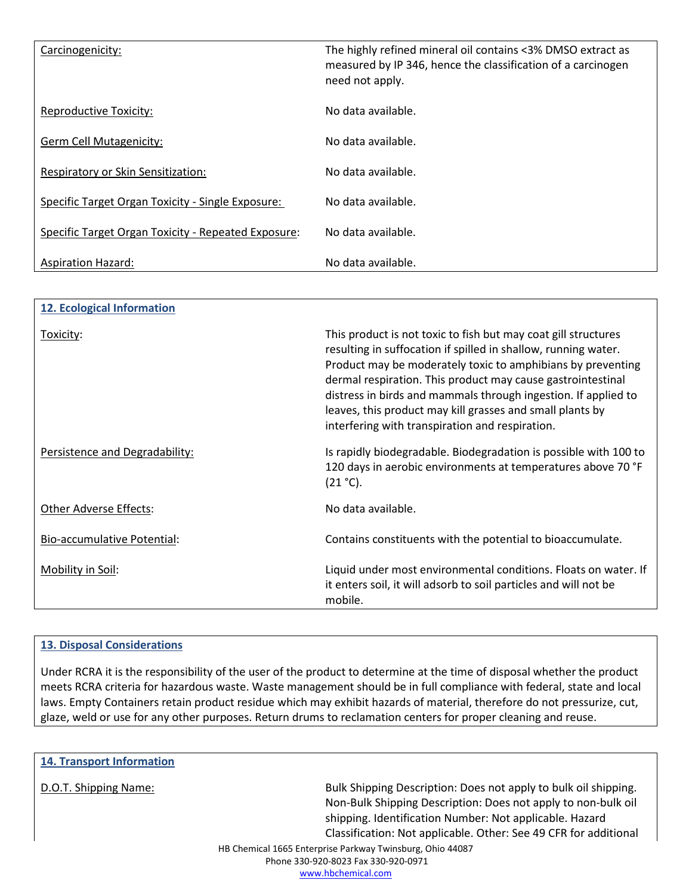| | |
|---|---|
| Carcinogenicity: | The highly refined mineral oil contains <3% DMSO extract as measured by IP 346, hence the classification of a carcinogen need not apply. |
| Reproductive Toxicity: | No data available. |
| Germ Cell Mutagenicity: | No data available. |
| Respiratory or Skin Sensitization: | No data available. |
| Specific Target Organ Toxicity - Single Exposure: | No data available. |
| Specific Target Organ Toxicity - Repeated Exposure: | No data available. |
| Aspiration Hazard: | No data available. |

## 12. Ecological Information

| | |
|---|---|
| Toxicity: | This product is not toxic to fish but may coat gill structures resulting in suffocation if spilled in shallow, running water. Product may be moderately toxic to amphibians by preventing dermal respiration. This product may cause gastrointestinal distress in birds and mammals through ingestion. If applied to leaves, this product may kill grasses and small plants by interfering with transpiration and respiration. |
| Persistence and Degradability: | Is rapidly biodegradable. Biodegradation is possible with 100 to 120 days in aerobic environments at temperatures above 70 °F (21 °C). |
| Other Adverse Effects: | No data available. |
| Bio-accumulative Potential: | Contains constituents with the potential to bioaccumulate. |
| Mobility in Soil: | Liquid under most environmental conditions. Floats on water. If it enters soil, it will adsorb to soil particles and will not be mobile. |

## 13. Disposal Considerations

Under RCRA it is the responsibility of the user of the product to determine at the time of disposal whether the product meets RCRA criteria for hazardous waste. Waste management should be in full compliance with federal, state and local laws. Empty Containers retain product residue which may exhibit hazards of material, therefore do not pressurize, cut, glaze, weld or use for any other purposes. Return drums to reclamation centers for proper cleaning and reuse.

## 14. Transport Information

| | |
|---|---|
| D.O.T. Shipping Name: | Bulk Shipping Description: Does not apply to bulk oil shipping. Non-Bulk Shipping Description: Does not apply to non-bulk oil shipping. Identification Number: Not applicable. Hazard Classification: Not applicable. Other: See 49 CFR for additional |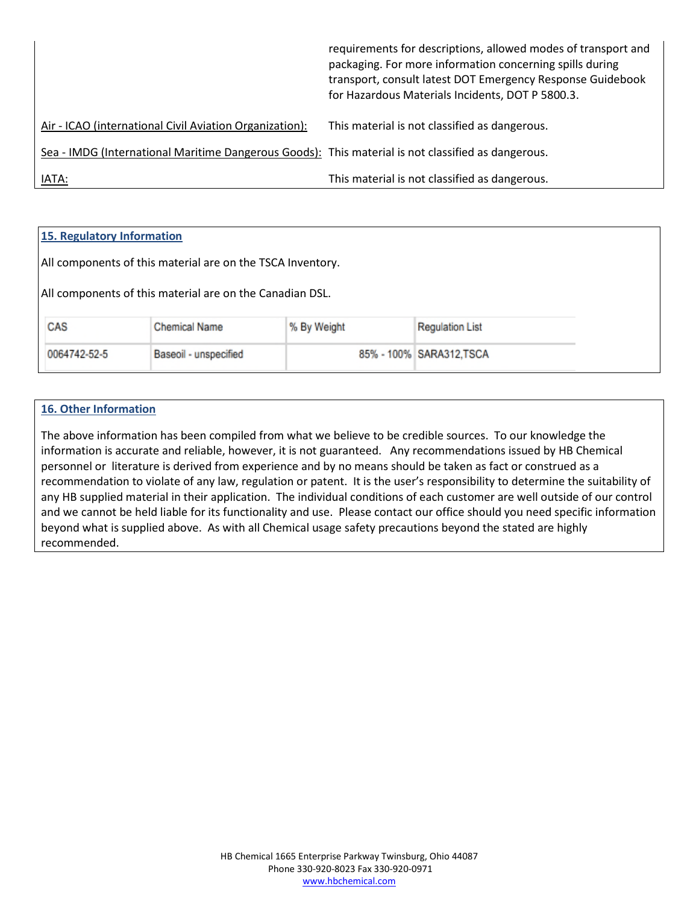requirements for descriptions, allowed modes of transport and packaging. For more information concerning spills during transport, consult latest DOT Emergency Response Guidebook for Hazardous Materials Incidents, DOT P 5800.3.

| | |
|---|---|
| Air - ICAO (international Civil Aviation Organization): | This material is not classified as dangerous. |
| Sea - IMDG (International Maritime Dangerous Goods): | This material is not classified as dangerous. |
| IATA: | This material is not classified as dangerous. |

## 15. Regulatory Information

All components of this material are on the TSCA Inventory.

All components of this material are on the Canadian DSL.

| CAS | Chemical Name | % By Weight | Regulation List |
|---|---|---|---|
| 0064742-52-5 | Baseoil - unspecified | 85% - 100% | SARA312,TSCA |

## 16. Other Information

The above information has been compiled from what we believe to be credible sources. To our knowledge the information is accurate and reliable, however, it is not guaranteed. Any recommendations issued by HB Chemical personnel or literature is derived from experience and by no means should be taken as fact or construed as a recommendation to violate of any law, regulation or patent. It is the user's responsibility to determine the suitability of any HB supplied material in their application. The individual conditions of each customer are well outside of our control and we cannot be held liable for its functionality and use. Please contact our office should you need specific information beyond what is supplied above. As with all Chemical usage safety precautions beyond the stated are highly recommended.